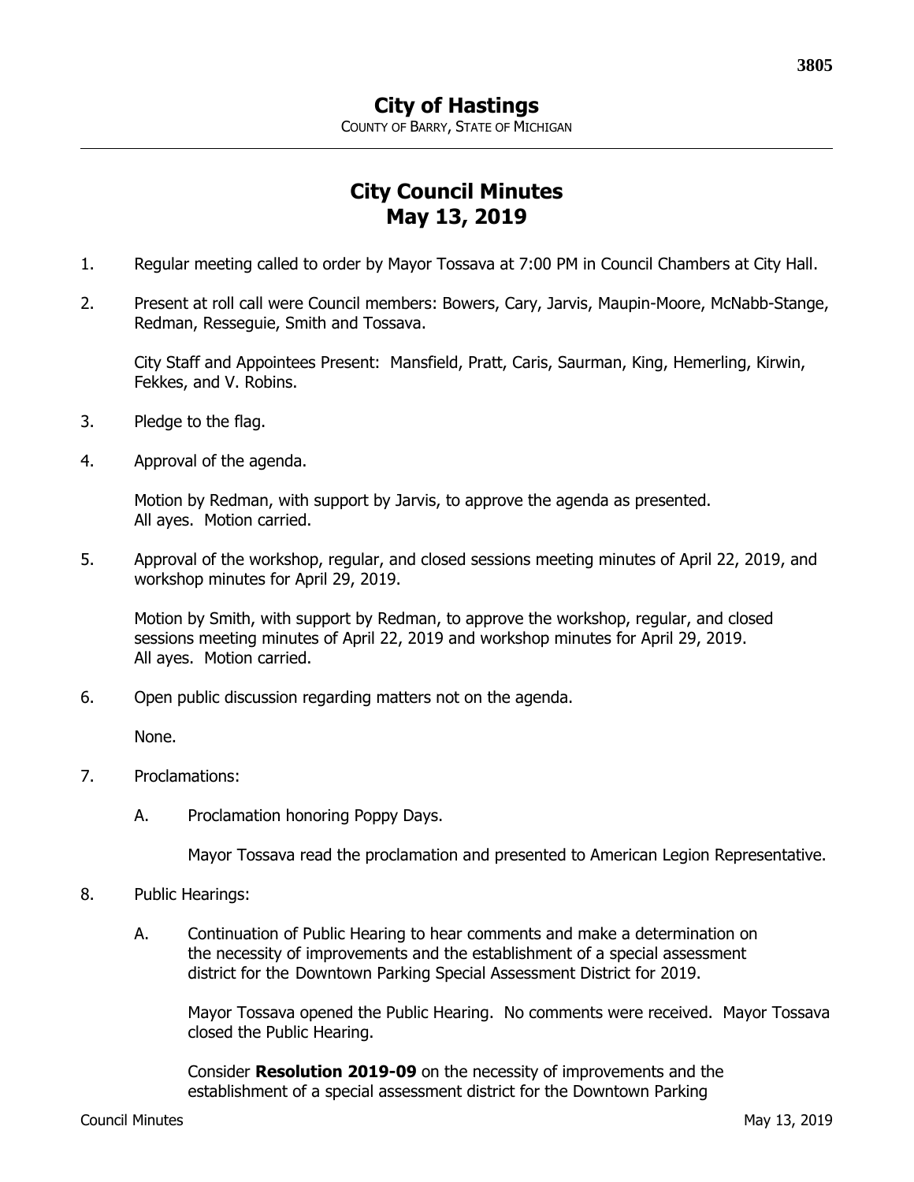# City of Hastings

COUNTY OF BARRY, STATE OF MICHIGAN

## City Council Minutes
## May 13, 2019

1. Regular meeting called to order by Mayor Tossava at 7:00 PM in Council Chambers at City Hall.

2. Present at roll call were Council members: Bowers, Cary, Jarvis, Maupin-Moore, McNabb-Stange, Redman, Resseguie, Smith and Tossava.

   City Staff and Appointees Present: Mansfield, Pratt, Caris, Saurman, King, Hemerling, Kirwin, Fekkes, and V. Robins.

3. Pledge to the flag.

4. Approval of the agenda.

   Motion by Redman, with support by Jarvis, to approve the agenda as presented.
   All ayes. Motion carried.

5. Approval of the workshop, regular, and closed sessions meeting minutes of April 22, 2019, and workshop minutes for April 29, 2019.

   Motion by Smith, with support by Redman, to approve the workshop, regular, and closed sessions meeting minutes of April 22, 2019 and workshop minutes for April 29, 2019.
   All ayes. Motion carried.

6. Open public discussion regarding matters not on the agenda.

   None.

7. Proclamations:

   A. Proclamation honoring Poppy Days.

      Mayor Tossava read the proclamation and presented to American Legion Representative.

8. Public Hearings:

   A. Continuation of Public Hearing to hear comments and make a determination on the necessity of improvements and the establishment of a special assessment district for the Downtown Parking Special Assessment District for 2019.

      Mayor Tossava opened the Public Hearing. No comments were received. Mayor Tossava closed the Public Hearing.

      Consider **Resolution 2019-09** on the necessity of improvements and the establishment of a special assessment district for the Downtown Parking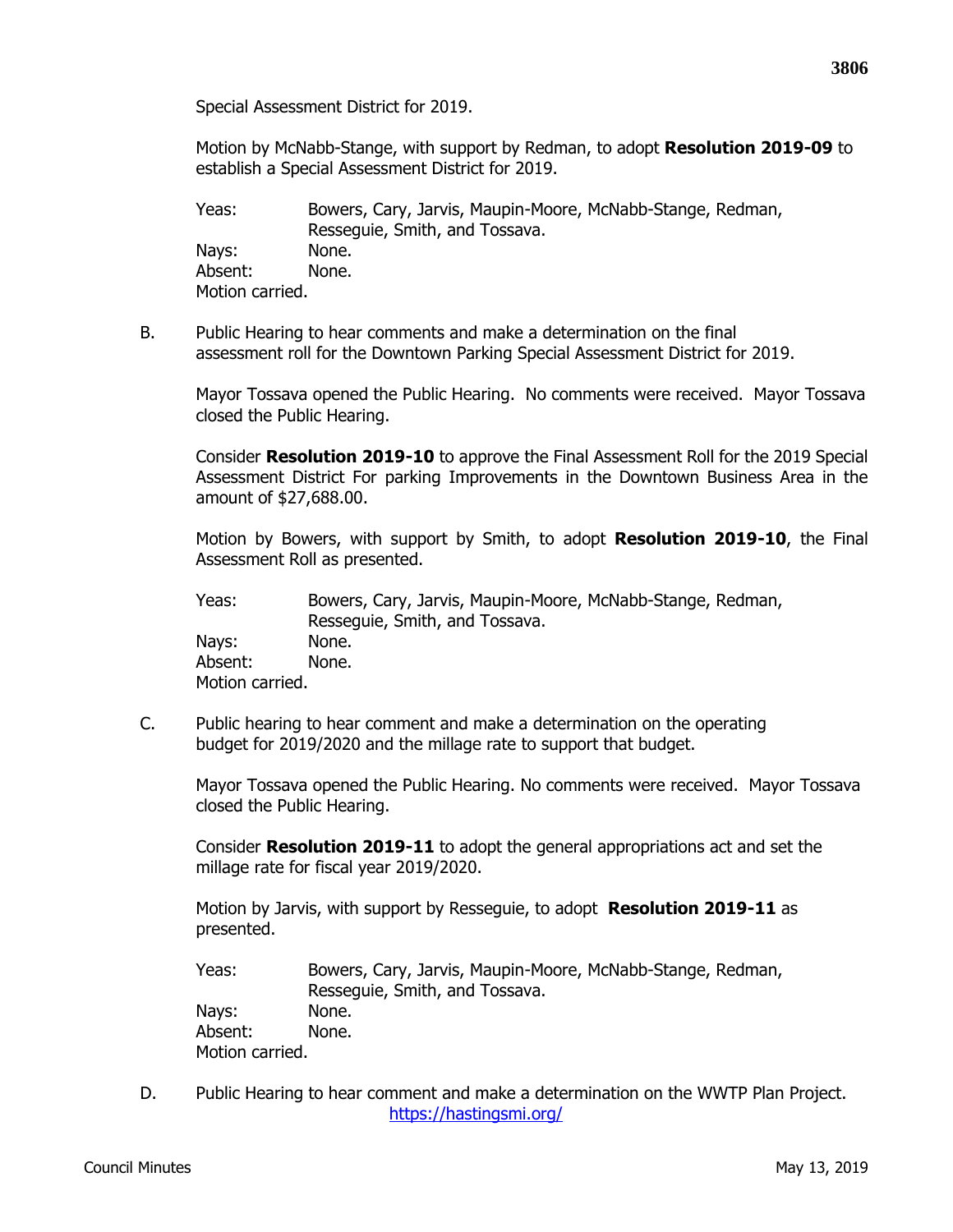Special Assessment District for 2019.

Motion by McNabb-Stange, with support by Redman, to adopt **Resolution 2019-09** to establish a Special Assessment District for 2019.

Yeas: Bowers, Cary, Jarvis, Maupin-Moore, McNabb-Stange, Redman, Resseguie, Smith, and Tossava.
Nays: None.
Absent: None.
Motion carried.

B. Public Hearing to hear comments and make a determination on the final assessment roll for the Downtown Parking Special Assessment District for 2019.

Mayor Tossava opened the Public Hearing. No comments were received. Mayor Tossava closed the Public Hearing.

Consider **Resolution 2019-10** to approve the Final Assessment Roll for the 2019 Special Assessment District For parking Improvements in the Downtown Business Area in the amount of $27,688.00.

Motion by Bowers, with support by Smith, to adopt **Resolution 2019-10**, the Final Assessment Roll as presented.

Yeas: Bowers, Cary, Jarvis, Maupin-Moore, McNabb-Stange, Redman, Resseguie, Smith, and Tossava.
Nays: None.
Absent: None.
Motion carried.

C. Public hearing to hear comment and make a determination on the operating budget for 2019/2020 and the millage rate to support that budget.

Mayor Tossava opened the Public Hearing. No comments were received. Mayor Tossava closed the Public Hearing.

Consider **Resolution 2019-11** to adopt the general appropriations act and set the millage rate for fiscal year 2019/2020.

Motion by Jarvis, with support by Resseguie, to adopt **Resolution 2019-11** as presented.

Yeas: Bowers, Cary, Jarvis, Maupin-Moore, McNabb-Stange, Redman, Resseguie, Smith, and Tossava.
Nays: None.
Absent: None.
Motion carried.

D. Public Hearing to hear comment and make a determination on the WWTP Plan Project.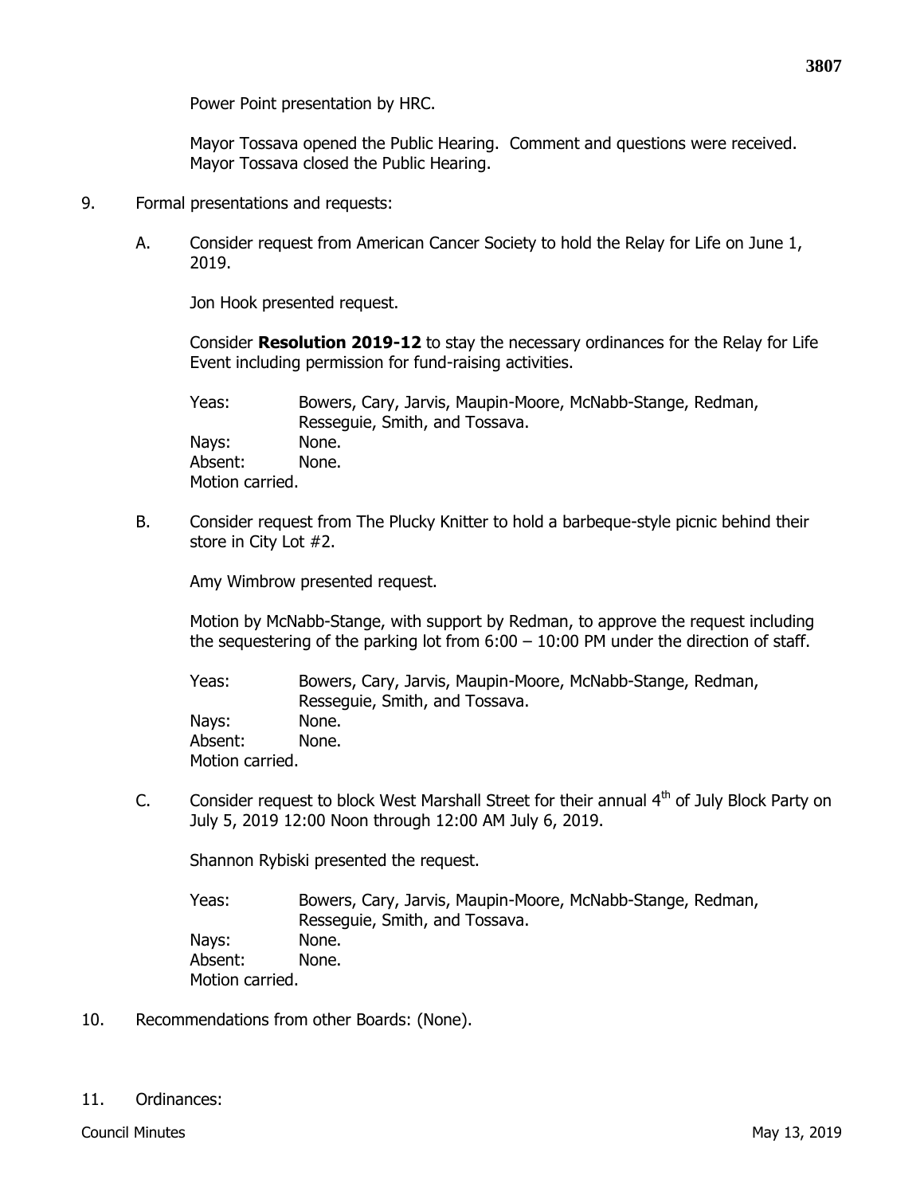Power Point presentation by HRC.

Mayor Tossava opened the Public Hearing. Comment and questions were received. Mayor Tossava closed the Public Hearing.

9. Formal presentations and requests:

   A. Consider request from American Cancer Society to hold the Relay for Life on June 1, 2019.

      Jon Hook presented request.

      Consider **Resolution 2019-12** to stay the necessary ordinances for the Relay for Life Event including permission for fund-raising activities.

      Yeas: Bowers, Cary, Jarvis, Maupin-Moore, McNabb-Stange, Redman, Resseguie, Smith, and Tossava.
      Nays: None.
      Absent: None.
      Motion carried.

   B. Consider request from The Plucky Knitter to hold a barbeque-style picnic behind their store in City Lot #2.

      Amy Wimbrow presented request.

      Motion by McNabb-Stange, with support by Redman, to approve the request including the sequestering of the parking lot from 6:00 – 10:00 PM under the direction of staff.

      Yeas: Bowers, Cary, Jarvis, Maupin-Moore, McNabb-Stange, Redman, Resseguie, Smith, and Tossava.
      Nays: None.
      Absent: None.
      Motion carried.

   C. Consider request to block West Marshall Street for their annual 4th of July Block Party on July 5, 2019 12:00 Noon through 12:00 AM July 6, 2019.

      Shannon Rybiski presented the request.

      Yeas: Bowers, Cary, Jarvis, Maupin-Moore, McNabb-Stange, Redman, Resseguie, Smith, and Tossava.
      Nays: None.
      Absent: None.
      Motion carried.

10. Recommendations from other Boards: (None).

11. Ordinances: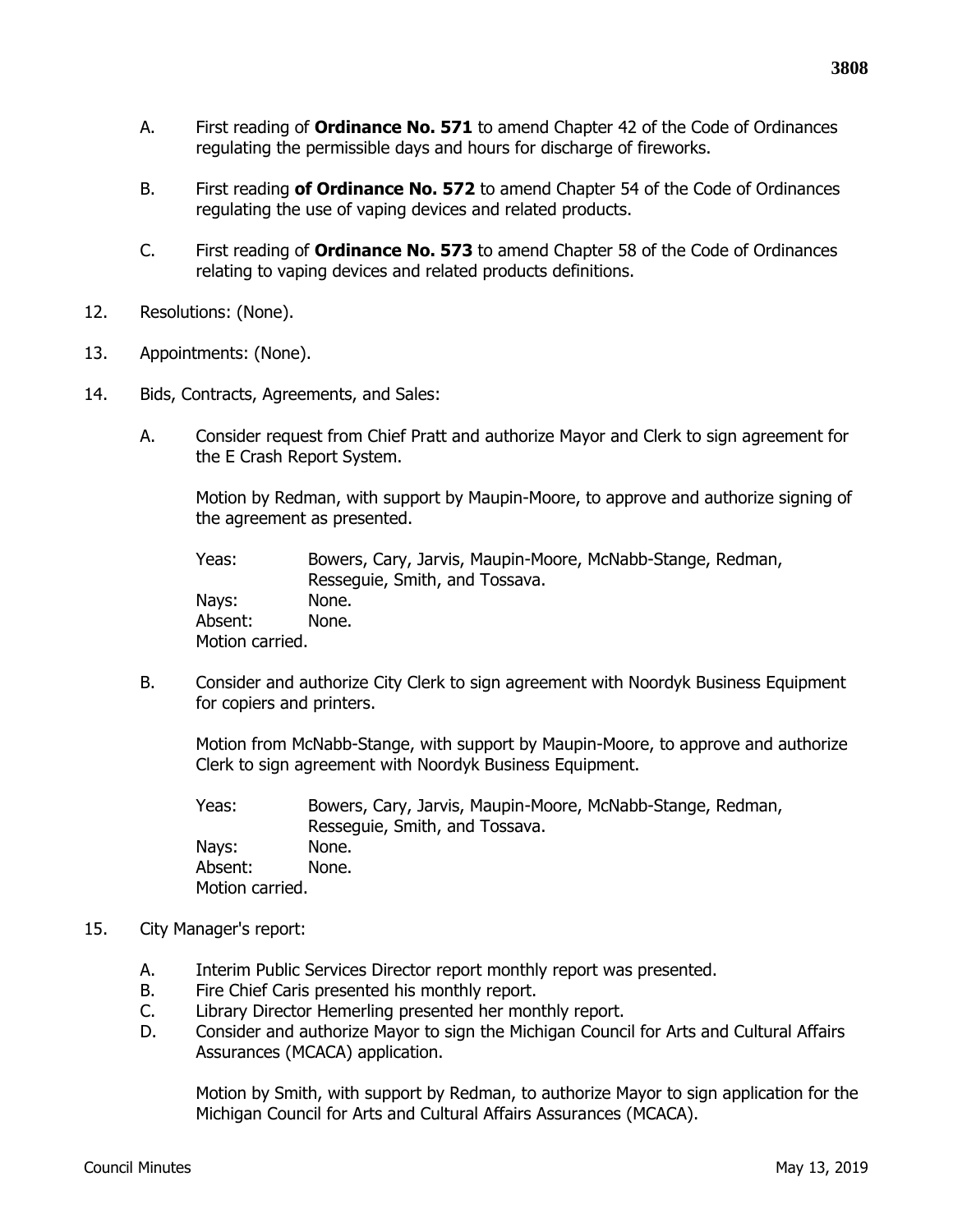A. First reading of **Ordinance No. 571** to amend Chapter 42 of the Code of Ordinances regulating the permissible days and hours for discharge of fireworks.

B. First reading **of Ordinance No. 572** to amend Chapter 54 of the Code of Ordinances regulating the use of vaping devices and related products.

C. First reading of **Ordinance No. 573** to amend Chapter 58 of the Code of Ordinances relating to vaping devices and related products definitions.

12. Resolutions: (None).

13. Appointments: (None).

14. Bids, Contracts, Agreements, and Sales:

    A. Consider request from Chief Pratt and authorize Mayor and Clerk to sign agreement for the E Crash Report System.

    Motion by Redman, with support by Maupin-Moore, to approve and authorize signing of the agreement as presented.

    Yeas: Bowers, Cary, Jarvis, Maupin-Moore, McNabb-Stange, Redman, Resseguie, Smith, and Tossava.
    Nays: None.
    Absent: None.
    Motion carried.

    B. Consider and authorize City Clerk to sign agreement with Noordyk Business Equipment for copiers and printers.

    Motion from McNabb-Stange, with support by Maupin-Moore, to approve and authorize Clerk to sign agreement with Noordyk Business Equipment.

    Yeas: Bowers, Cary, Jarvis, Maupin-Moore, McNabb-Stange, Redman, Resseguie, Smith, and Tossava.
    Nays: None.
    Absent: None.
    Motion carried.

15. City Manager's report:

    A. Interim Public Services Director report monthly report was presented.
    B. Fire Chief Caris presented his monthly report.
    C. Library Director Hemerling presented her monthly report.
    D. Consider and authorize Mayor to sign the Michigan Council for Arts and Cultural Affairs Assurances (MCACA) application.

    Motion by Smith, with support by Redman, to authorize Mayor to sign application for the Michigan Council for Arts and Cultural Affairs Assurances (MCACA).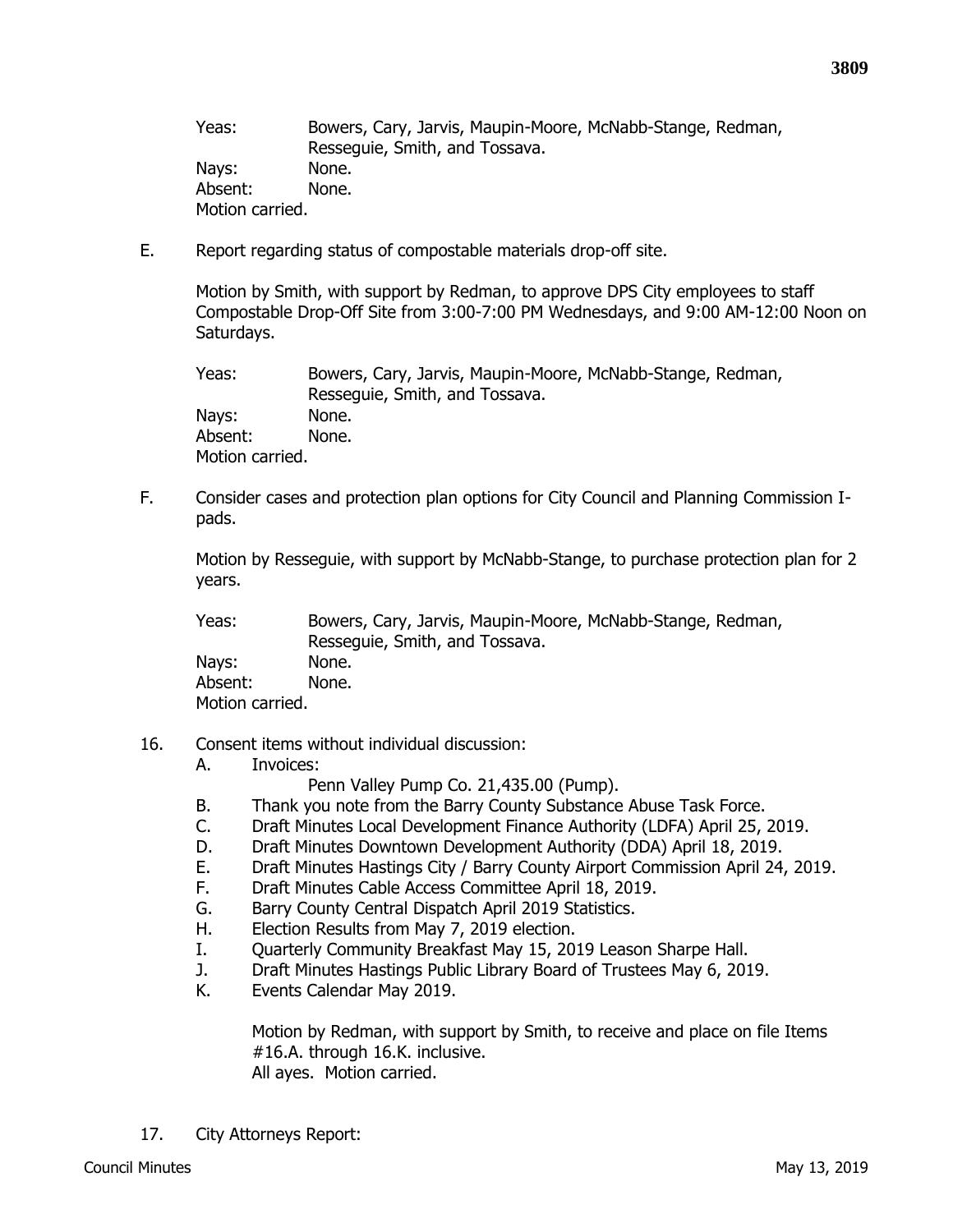Yeas: Bowers, Cary, Jarvis, Maupin-Moore, McNabb-Stange, Redman, Resseguie, Smith, and Tossava.
Nays: None.
Absent: None.
Motion carried.

E. Report regarding status of compostable materials drop-off site.

Motion by Smith, with support by Redman, to approve DPS City employees to staff Compostable Drop-Off Site from 3:00-7:00 PM Wednesdays, and 9:00 AM-12:00 Noon on Saturdays.

Yeas: Bowers, Cary, Jarvis, Maupin-Moore, McNabb-Stange, Redman, Resseguie, Smith, and Tossava.
Nays: None.
Absent: None.
Motion carried.

F. Consider cases and protection plan options for City Council and Planning Commission I-pads.

Motion by Resseguie, with support by McNabb-Stange, to purchase protection plan for 2 years.

Yeas: Bowers, Cary, Jarvis, Maupin-Moore, McNabb-Stange, Redman, Resseguie, Smith, and Tossava.
Nays: None.
Absent: None.
Motion carried.

16. Consent items without individual discussion:
   A. Invoices:
      Penn Valley Pump Co. 21,435.00 (Pump).
   B. Thank you note from the Barry County Substance Abuse Task Force.
   C. Draft Minutes Local Development Finance Authority (LDFA) April 25, 2019.
   D. Draft Minutes Downtown Development Authority (DDA) April 18, 2019.
   E. Draft Minutes Hastings City / Barry County Airport Commission April 24, 2019.
   F. Draft Minutes Cable Access Committee April 18, 2019.
   G. Barry County Central Dispatch April 2019 Statistics.
   H. Election Results from May 7, 2019 election.
   I. Quarterly Community Breakfast May 15, 2019 Leason Sharpe Hall.
   J. Draft Minutes Hastings Public Library Board of Trustees May 6, 2019.
   K. Events Calendar May 2019.

   Motion by Redman, with support by Smith, to receive and place on file Items #16.A. through 16.K. inclusive.
   All ayes. Motion carried.

17. City Attorneys Report: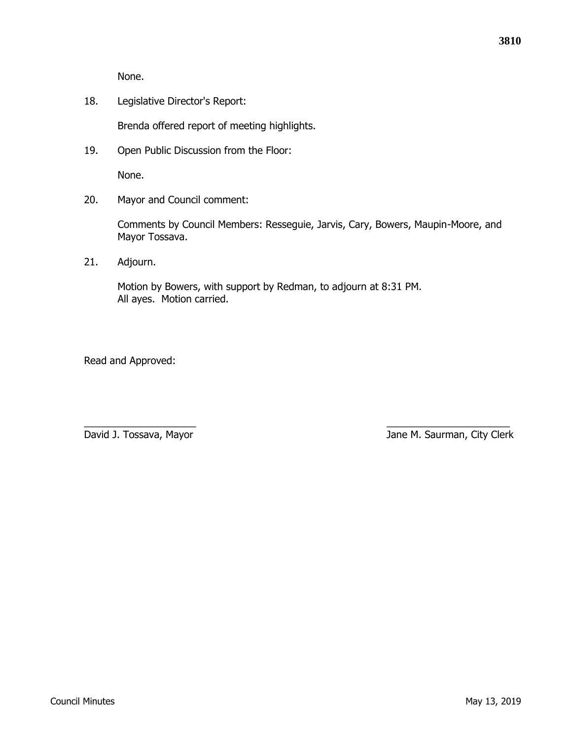None.

18. Legislative Director's Report:

    Brenda offered report of meeting highlights.

19. Open Public Discussion from the Floor:

    None.

20. Mayor and Council comment:

    Comments by Council Members: Resseguie, Jarvis, Cary, Bowers, Maupin-Moore, and Mayor Tossava.

21. Adjourn.

    Motion by Bowers, with support by Redman, to adjourn at 8:31 PM.
    All ayes. Motion carried.

Read and Approved:

\_\_\_\_\_\_\_\_\_\_\_\_\_\_\_\_\_\_\_\_ \_\_\_\_\_\_\_\_\_\_\_\_\_\_\_\_\_\_\_\_\_\_

David J. Tossava, Mayor Jane M. Saurman, City Clerk